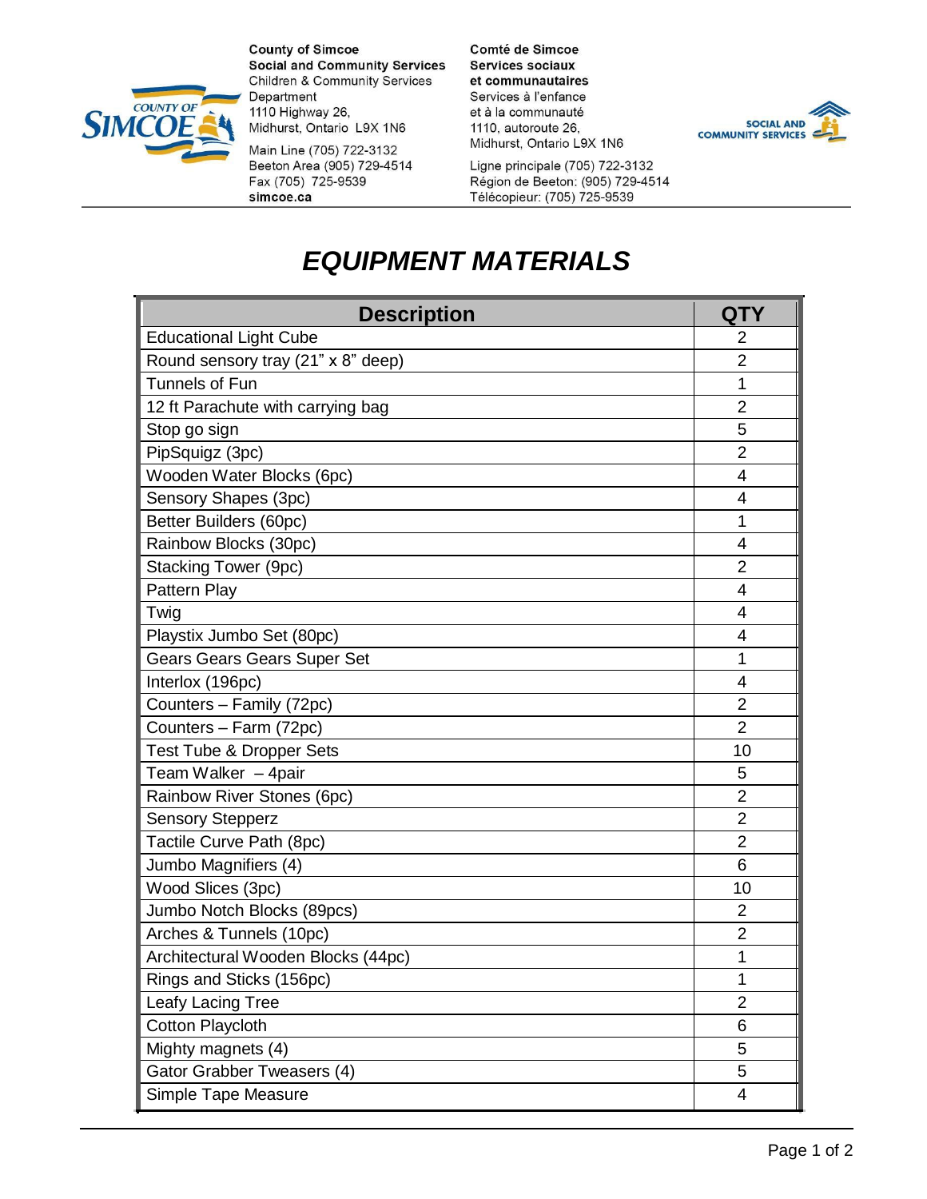County of Simcoe
**Social and Community Services**
Children & Community Services Department
1110 Highway 26,
Midhurst, Ontario L9X 1N6

Main Line (705) 722-3132
Beeton Area (905) 729-4514
Fax (705) 725-9539
**simcoe.ca**

Comté de Simcoe
**Services sociaux et communautaires**
Services à l'enfance et à la communauté
1110, autoroute 26,
Midhurst, Ontario L9X 1N6

Ligne principale (705) 722-3132
Région de Beeton: (905) 729-4514
Télécopieur: (705) 725-9539

# *EQUIPMENT MATERIALS*

| Description | QTY |
|---|---|
| Educational Light Cube | 2 |
| Round sensory tray (21" x 8" deep) | 2 |
| Tunnels of Fun | 1 |
| 12 ft Parachute with carrying bag | 2 |
| Stop go sign | 5 |
| PipSquigz (3pc) | 2 |
| Wooden Water Blocks (6pc) | 4 |
| Sensory Shapes (3pc) | 4 |
| Better Builders (60pc) | 1 |
| Rainbow Blocks (30pc) | 4 |
| Stacking Tower (9pc) | 2 |
| Pattern Play | 4 |
| Twig | 4 |
| Playstix Jumbo Set (80pc) | 4 |
| Gears Gears Gears Super Set | 1 |
| Interlox (196pc) | 4 |
| Counters – Family (72pc) | 2 |
| Counters – Farm (72pc) | 2 |
| Test Tube & Dropper Sets | 10 |
| Team Walker – 4pair | 5 |
| Rainbow River Stones (6pc) | 2 |
| Sensory Stepperz | 2 |
| Tactile Curve Path (8pc) | 2 |
| Jumbo Magnifiers (4) | 6 |
| Wood Slices (3pc) | 10 |
| Jumbo Notch Blocks (89pcs) | 2 |
| Arches & Tunnels (10pc) | 2 |
| Architectural Wooden Blocks (44pc) | 1 |
| Rings and Sticks (156pc) | 1 |
| Leafy Lacing Tree | 2 |
| Cotton Playcloth | 6 |
| Mighty magnets (4) | 5 |
| Gator Grabber Tweasers (4) | 5 |
| Simple Tape Measure | 4 |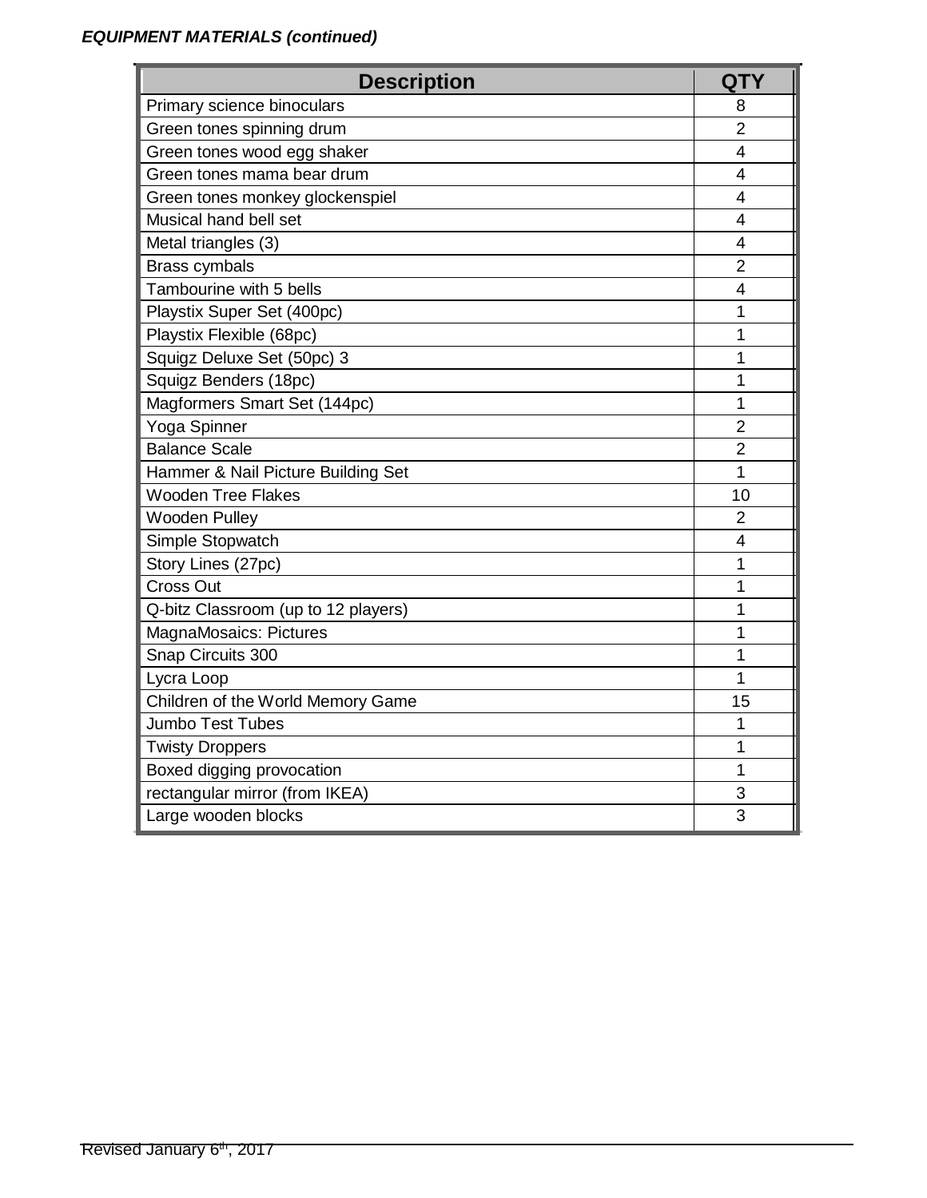***EQUIPMENT MATERIALS (continued)***

| Description | QTY |
|---|---|
| Primary science binoculars | 8 |
| Green tones spinning drum | 2 |
| Green tones wood egg shaker | 4 |
| Green tones mama bear drum | 4 |
| Green tones monkey glockenspiel | 4 |
| Musical hand bell set | 4 |
| Metal triangles (3) | 4 |
| Brass cymbals | 2 |
| Tambourine with 5 bells | 4 |
| Playstix Super Set (400pc) | 1 |
| Playstix Flexible (68pc) | 1 |
| Squigz Deluxe Set (50pc) 3 | 1 |
| Squigz Benders (18pc) | 1 |
| Magformers Smart Set (144pc) | 1 |
| Yoga Spinner | 2 |
| Balance Scale | 2 |
| Hammer & Nail Picture Building Set | 1 |
| Wooden Tree Flakes | 10 |
| Wooden Pulley | 2 |
| Simple Stopwatch | 4 |
| Story Lines (27pc) | 1 |
| Cross Out | 1 |
| Q-bitz Classroom (up to 12 players) | 1 |
| MagnaMosaics: Pictures | 1 |
| Snap Circuits 300 | 1 |
| Lycra Loop | 1 |
| Children of the World Memory Game | 15 |
| Jumbo Test Tubes | 1 |
| Twisty Droppers | 1 |
| Boxed digging provocation | 1 |
| rectangular mirror (from IKEA) | 3 |
| Large wooden blocks | 3 |